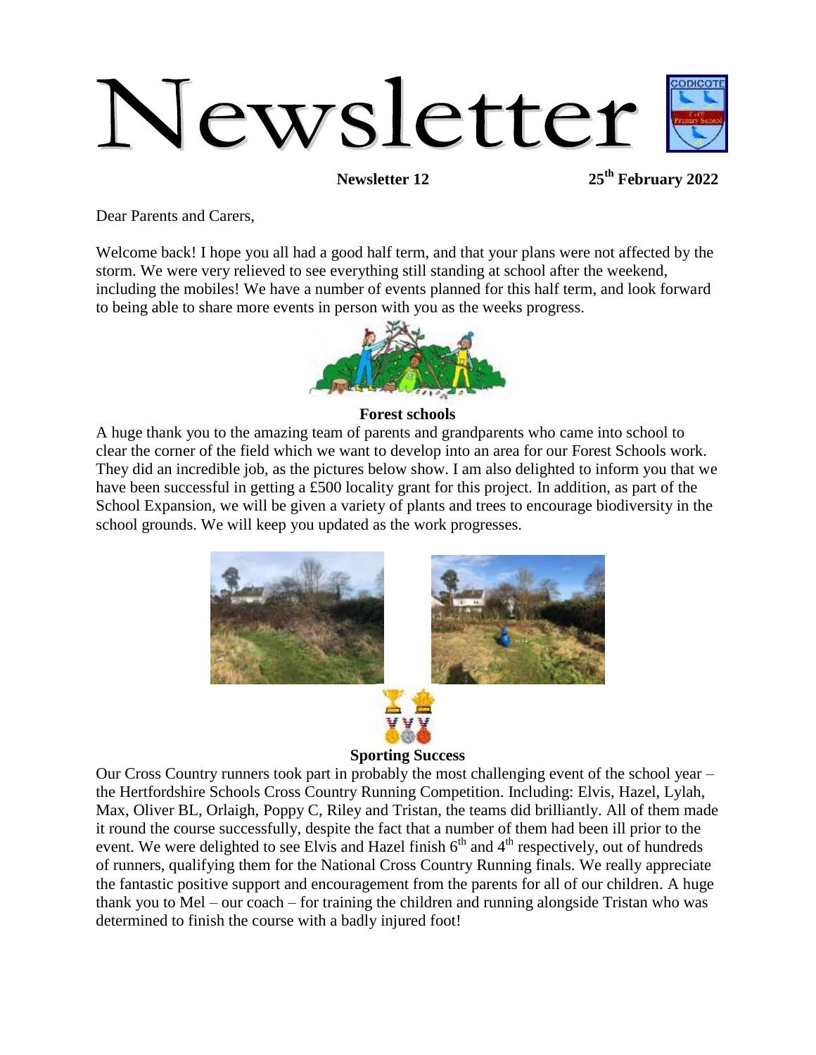# Newsletter

**Newsletter 12** **25th February 2022**

Dear Parents and Carers,

Welcome back! I hope you all had a good half term, and that your plans were not affected by the storm. We were very relieved to see everything still standing at school after the weekend, including the mobiles! We have a number of events planned for this half term, and look forward to being able to share more events in person with you as the weeks progress.

## Forest schools

A huge thank you to the amazing team of parents and grandparents who came into school to clear the corner of the field which we want to develop into an area for our Forest Schools work. They did an incredible job, as the pictures below show. I am also delighted to inform you that we have been successful in getting a £500 locality grant for this project. In addition, as part of the School Expansion, we will be given a variety of plants and trees to encourage biodiversity in the school grounds. We will keep you updated as the work progresses.

## Sporting Success

Our Cross Country runners took part in probably the most challenging event of the school year – the Hertfordshire Schools Cross Country Running Competition. Including: Elvis, Hazel, Lylah, Max, Oliver BL, Orlaigh, Poppy C, Riley and Tristan, the teams did brilliantly. All of them made it round the course successfully, despite the fact that a number of them had been ill prior to the event. We were delighted to see Elvis and Hazel finish 6th and 4th respectively, out of hundreds of runners, qualifying them for the National Cross Country Running finals. We really appreciate the fantastic positive support and encouragement from the parents for all of our children. A huge thank you to Mel – our coach – for training the children and running alongside Tristan who was determined to finish the course with a badly injured foot!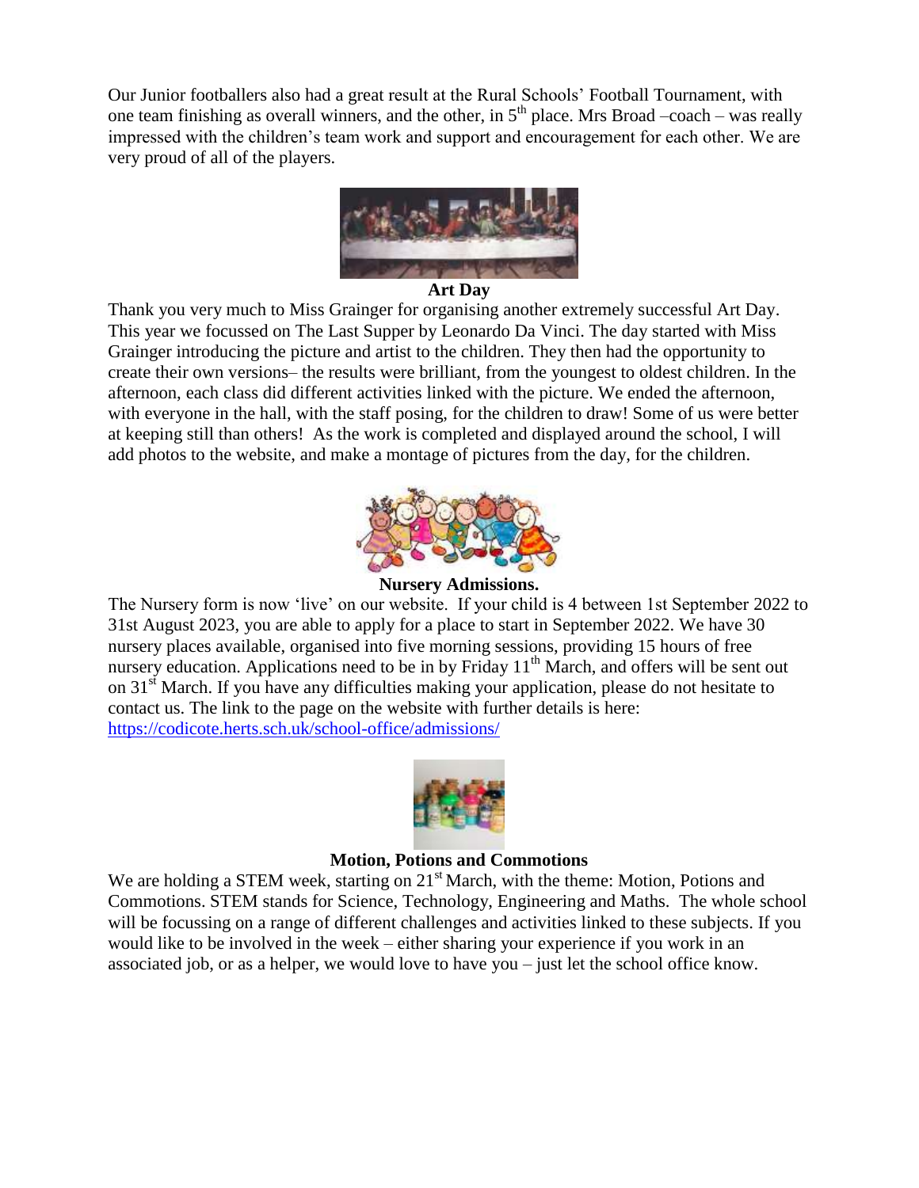Our Junior footballers also had a great result at the Rural Schools' Football Tournament, with one team finishing as overall winners, and the other, in 5th place. Mrs Broad –coach – was really impressed with the children's team work and support and encouragement for each other. We are very proud of all of the players.

**Art Day**

Thank you very much to Miss Grainger for organising another extremely successful Art Day. This year we focussed on The Last Supper by Leonardo Da Vinci. The day started with Miss Grainger introducing the picture and artist to the children. They then had the opportunity to create their own versions– the results were brilliant, from the youngest to oldest children. In the afternoon, each class did different activities linked with the picture. We ended the afternoon, with everyone in the hall, with the staff posing, for the children to draw! Some of us were better at keeping still than others! As the work is completed and displayed around the school, I will add photos to the website, and make a montage of pictures from the day, for the children.

**Nursery Admissions.**

The Nursery form is now 'live' on our website. If your child is 4 between 1st September 2022 to 31st August 2023, you are able to apply for a place to start in September 2022. We have 30 nursery places available, organised into five morning sessions, providing 15 hours of free nursery education. Applications need to be in by Friday 11th March, and offers will be sent out on 31st March. If you have any difficulties making your application, please do not hesitate to contact us. The link to the page on the website with further details is here: https://codicote.herts.sch.uk/school-office/admissions/

**Motion, Potions and Commotions**

We are holding a STEM week, starting on 21st March, with the theme: Motion, Potions and Commotions. STEM stands for Science, Technology, Engineering and Maths. The whole school will be focussing on a range of different challenges and activities linked to these subjects. If you would like to be involved in the week – either sharing your experience if you work in an associated job, or as a helper, we would love to have you – just let the school office know.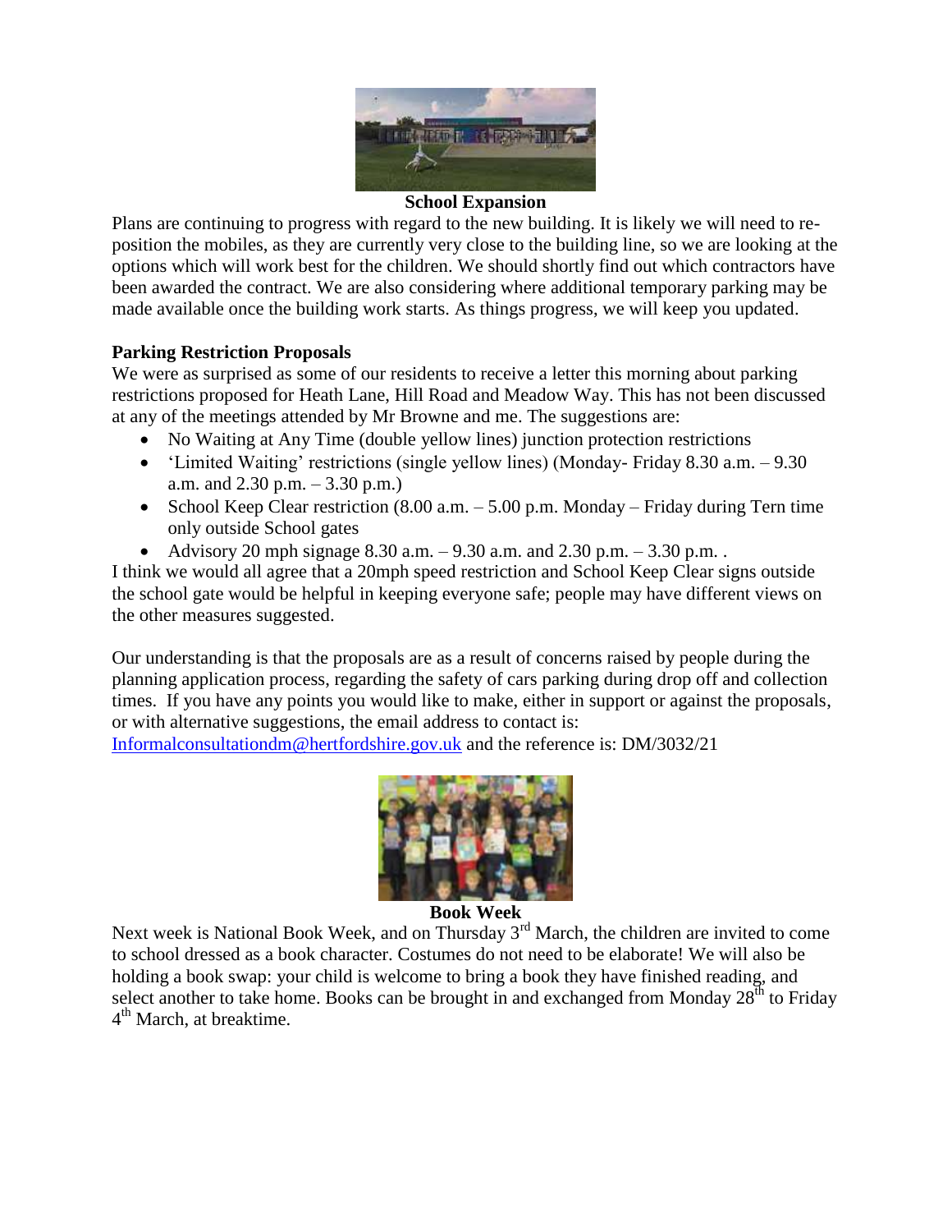**School Expansion**

Plans are continuing to progress with regard to the new building. It is likely we will need to re-position the mobiles, as they are currently very close to the building line, so we are looking at the options which will work best for the children. We should shortly find out which contractors have been awarded the contract. We are also considering where additional temporary parking may be made available once the building work starts. As things progress, we will keep you updated.

**Parking Restriction Proposals**

We were as surprised as some of our residents to receive a letter this morning about parking restrictions proposed for Heath Lane, Hill Road and Meadow Way. This has not been discussed at any of the meetings attended by Mr Browne and me. The suggestions are:

- No Waiting at Any Time (double yellow lines) junction protection restrictions
- 'Limited Waiting' restrictions (single yellow lines) (Monday- Friday 8.30 a.m. – 9.30 a.m. and 2.30 p.m. – 3.30 p.m.)
- School Keep Clear restriction (8.00 a.m. – 5.00 p.m. Monday – Friday during Tern time only outside School gates
- Advisory 20 mph signage 8.30 a.m. – 9.30 a.m. and 2.30 p.m. – 3.30 p.m. .

I think we would all agree that a 20mph speed restriction and School Keep Clear signs outside the school gate would be helpful in keeping everyone safe; people may have different views on the other measures suggested.

Our understanding is that the proposals are as a result of concerns raised by people during the planning application process, regarding the safety of cars parking during drop off and collection times. If you have any points you would like to make, either in support or against the proposals, or with alternative suggestions, the email address to contact is: Informalconsultationdm@hertfordshire.gov.uk and the reference is: DM/3032/21

**Book Week**

Next week is National Book Week, and on Thursday 3rd March, the children are invited to come to school dressed as a book character. Costumes do not need to be elaborate! We will also be holding a book swap: your child is welcome to bring a book they have finished reading, and select another to take home. Books can be brought in and exchanged from Monday 28th to Friday 4th March, at breaktime.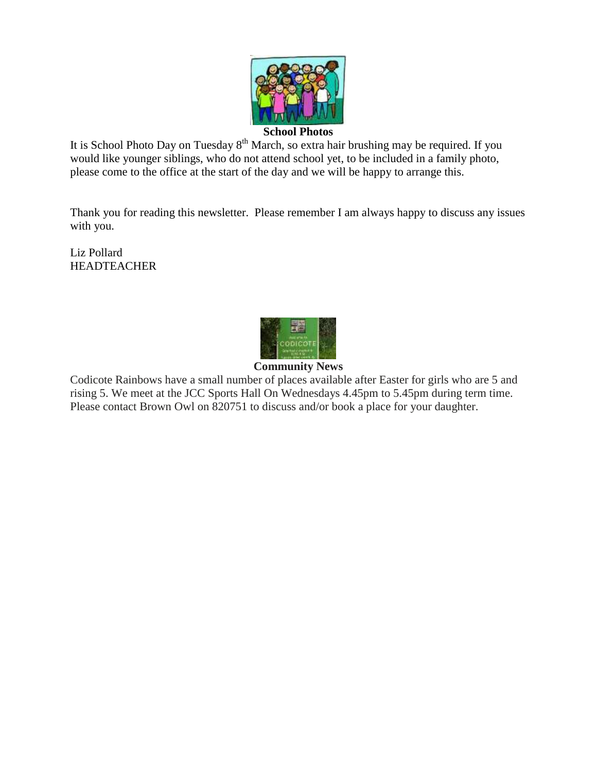## School Photos

It is School Photo Day on Tuesday 8th March, so extra hair brushing may be required. If you would like younger siblings, who do not attend school yet, to be included in a family photo, please come to the office at the start of the day and we will be happy to arrange this.

Thank you for reading this newsletter. Please remember I am always happy to discuss any issues with you.

Liz Pollard
HEADTEACHER

## Community News

Codicote Rainbows have a small number of places available after Easter for girls who are 5 and rising 5. We meet at the JCC Sports Hall On Wednesdays 4.45pm to 5.45pm during term time. Please contact Brown Owl on 820751 to discuss and/or book a place for your daughter.